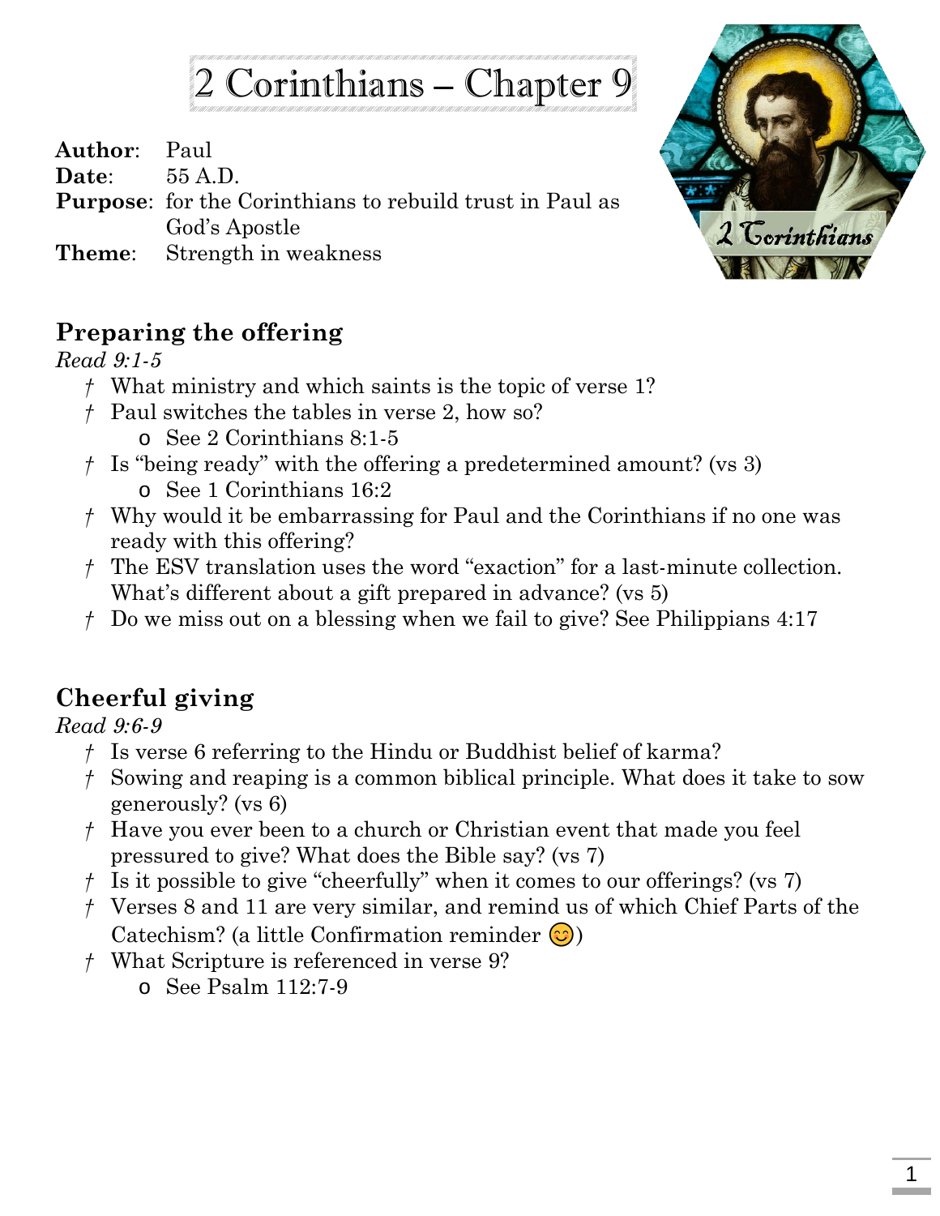# 2 Corinthians – Chapter 9

**Author**: Paul
**Date**: 55 A.D.
**Purpose**: for the Corinthians to rebuild trust in Paul as God's Apostle
**Theme**: Strength in weakness

## Preparing the offering

*Read 9:1-5*

- † What ministry and which saints is the topic of verse 1?
- † Paul switches the tables in verse 2, how so?
  - o See 2 Corinthians 8:1-5
- † Is "being ready" with the offering a predetermined amount? (vs 3)
  - o See 1 Corinthians 16:2
- † Why would it be embarrassing for Paul and the Corinthians if no one was ready with this offering?
- † The ESV translation uses the word "exaction" for a last-minute collection. What's different about a gift prepared in advance? (vs 5)
- † Do we miss out on a blessing when we fail to give? See Philippians 4:17

## Cheerful giving

*Read 9:6-9*

- † Is verse 6 referring to the Hindu or Buddhist belief of karma?
- † Sowing and reaping is a common biblical principle. What does it take to sow generously? (vs 6)
- † Have you ever been to a church or Christian event that made you feel pressured to give? What does the Bible say? (vs 7)
- † Is it possible to give "cheerfully" when it comes to our offerings? (vs 7)
- † Verses 8 and 11 are very similar, and remind us of which Chief Parts of the Catechism? (a little Confirmation reminder 😊)
- † What Scripture is referenced in verse 9?
  - o See Psalm 112:7-9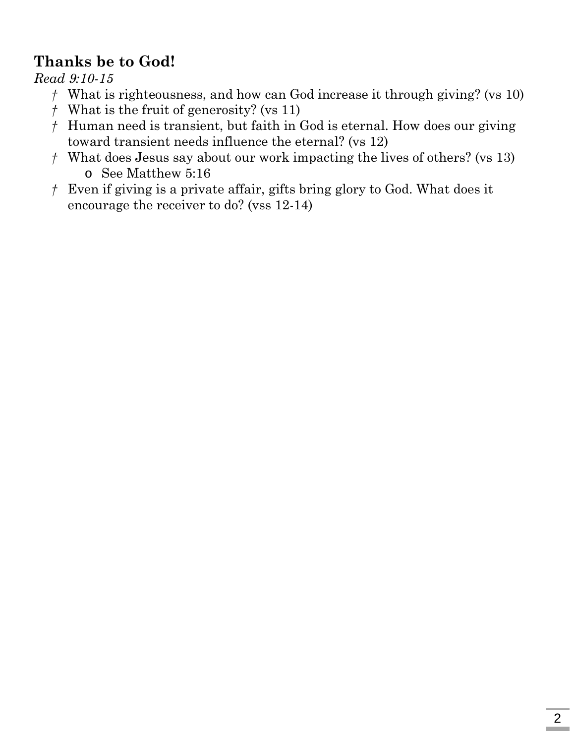## Thanks be to God!

*Read 9:10-15*

- What is righteousness, and how can God increase it through giving? (vs 10)
- What is the fruit of generosity? (vs 11)
- Human need is transient, but faith in God is eternal. How does our giving toward transient needs influence the eternal? (vs 12)
- What does Jesus say about our work impacting the lives of others? (vs 13)
  - See Matthew 5:16
- Even if giving is a private affair, gifts bring glory to God. What does it encourage the receiver to do? (vss 12-14)